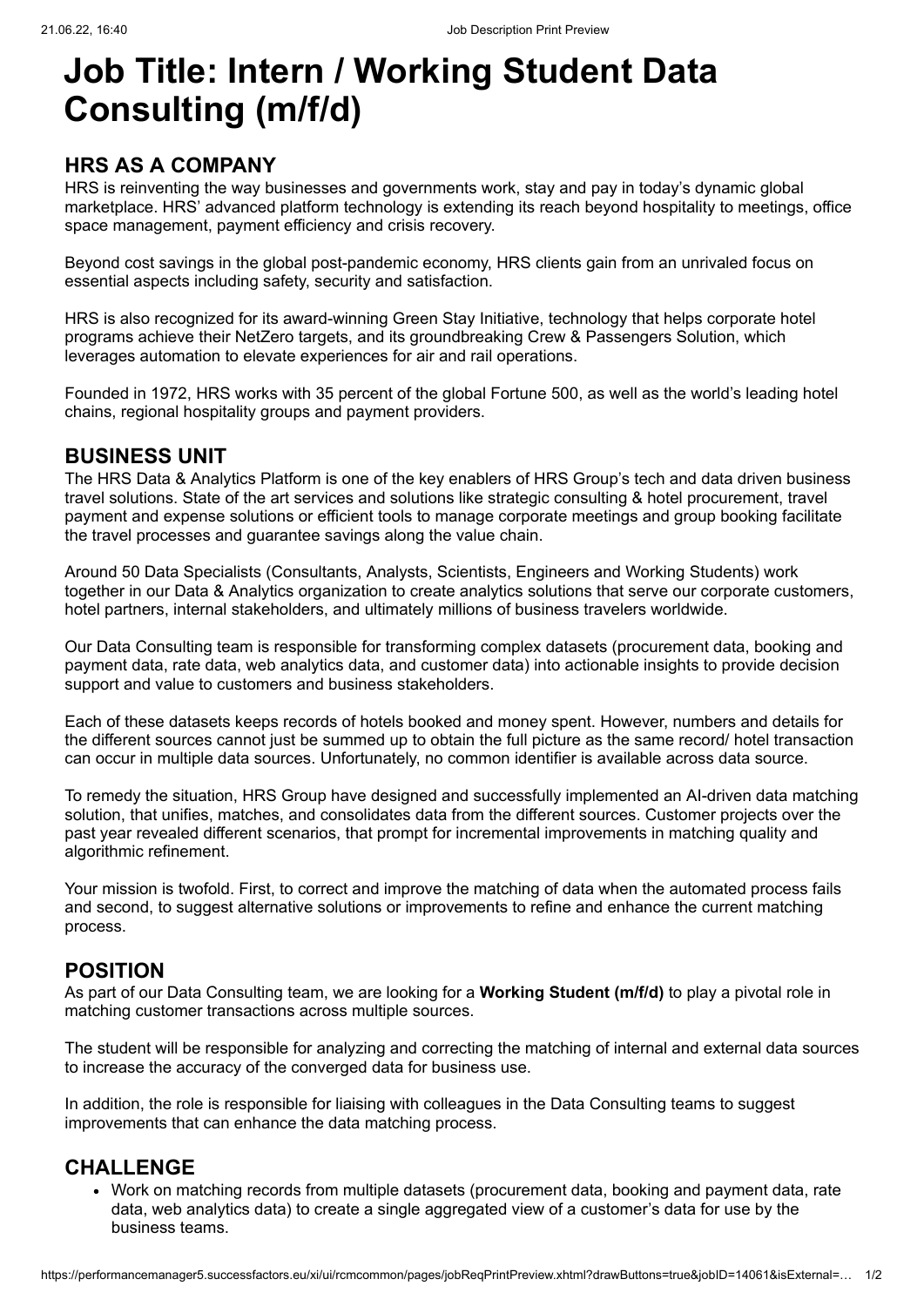# Job Title: Intern / Working Student Data Consulting (m/f/d)

## HRS AS A COMPANY

HRS is reinventing the way businesses and governments work, stay and pay in today's dynamic global marketplace. HRS' advanced platform technology is extending its reach beyond hospitality to meetings, office space management, payment efficiency and crisis recovery.

Beyond cost savings in the global post-pandemic economy, HRS clients gain from an unrivaled focus on essential aspects including safety, security and satisfaction.

HRS is also recognized for its award-winning Green Stay Initiative, technology that helps corporate hotel programs achieve their NetZero targets, and its groundbreaking Crew & Passengers Solution, which leverages automation to elevate experiences for air and rail operations.

Founded in 1972, HRS works with 35 percent of the global Fortune 500, as well as the world's leading hotel chains, regional hospitality groups and payment providers.

## BUSINESS UNIT

The HRS Data & Analytics Platform is one of the key enablers of HRS Group's tech and data driven business travel solutions. State of the art services and solutions like strategic consulting & hotel procurement, travel payment and expense solutions or efficient tools to manage corporate meetings and group booking facilitate the travel processes and guarantee savings along the value chain.

Around 50 Data Specialists (Consultants, Analysts, Scientists, Engineers and Working Students) work together in our Data & Analytics organization to create analytics solutions that serve our corporate customers, hotel partners, internal stakeholders, and ultimately millions of business travelers worldwide.

Our Data Consulting team is responsible for transforming complex datasets (procurement data, booking and payment data, rate data, web analytics data, and customer data) into actionable insights to provide decision support and value to customers and business stakeholders.

Each of these datasets keeps records of hotels booked and money spent. However, numbers and details for the different sources cannot just be summed up to obtain the full picture as the same record/ hotel transaction can occur in multiple data sources. Unfortunately, no common identifier is available across data source.

To remedy the situation, HRS Group have designed and successfully implemented an AI-driven data matching solution, that unifies, matches, and consolidates data from the different sources. Customer projects over the past year revealed different scenarios, that prompt for incremental improvements in matching quality and algorithmic refinement.

Your mission is twofold. First, to correct and improve the matching of data when the automated process fails and second, to suggest alternative solutions or improvements to refine and enhance the current matching process.

## POSITION

As part of our Data Consulting team, we are looking for a **Working Student (m/f/d)** to play a pivotal role in matching customer transactions across multiple sources.

The student will be responsible for analyzing and correcting the matching of internal and external data sources to increase the accuracy of the converged data for business use.

In addition, the role is responsible for liaising with colleagues in the Data Consulting teams to suggest improvements that can enhance the data matching process.

## CHALLENGE

- Work on matching records from multiple datasets (procurement data, booking and payment data, rate data, web analytics data) to create a single aggregated view of a customer's data for use by the business teams.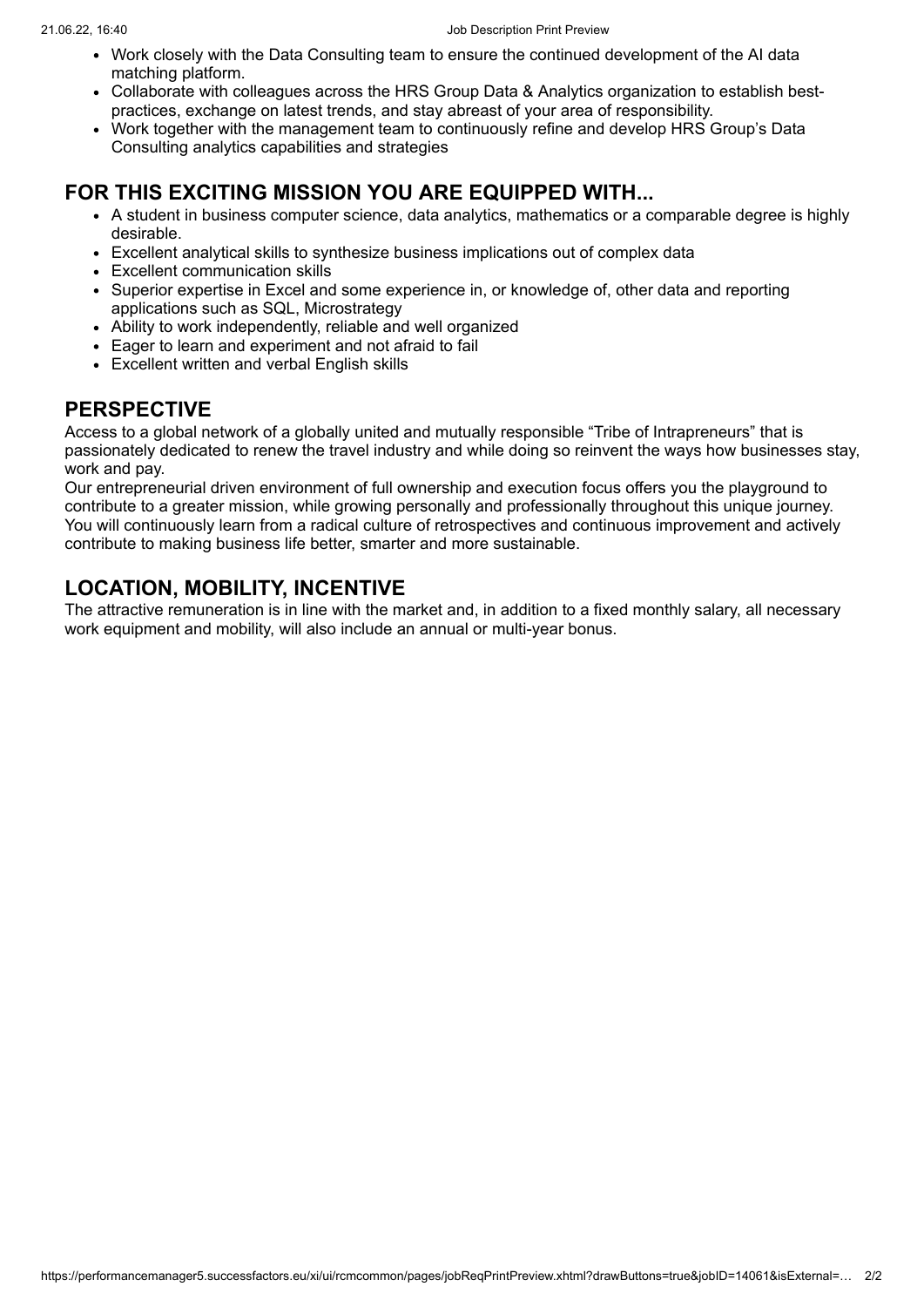- Work closely with the Data Consulting team to ensure the continued development of the AI data matching platform.
- Collaborate with colleagues across the HRS Group Data & Analytics organization to establish best-practices, exchange on latest trends, and stay abreast of your area of responsibility.
- Work together with the management team to continuously refine and develop HRS Group's Data Consulting analytics capabilities and strategies

## FOR THIS EXCITING MISSION YOU ARE EQUIPPED WITH...

- A student in business computer science, data analytics, mathematics or a comparable degree is highly desirable.
- Excellent analytical skills to synthesize business implications out of complex data
- Excellent communication skills
- Superior expertise in Excel and some experience in, or knowledge of, other data and reporting applications such as SQL, Microstrategy
- Ability to work independently, reliable and well organized
- Eager to learn and experiment and not afraid to fail
- Excellent written and verbal English skills

## PERSPECTIVE

Access to a global network of a globally united and mutually responsible "Tribe of Intrapreneurs" that is passionately dedicated to renew the travel industry and while doing so reinvent the ways how businesses stay, work and pay.

Our entrepreneurial driven environment of full ownership and execution focus offers you the playground to contribute to a greater mission, while growing personally and professionally throughout this unique journey. You will continuously learn from a radical culture of retrospectives and continuous improvement and actively contribute to making business life better, smarter and more sustainable.

## LOCATION, MOBILITY, INCENTIVE

The attractive remuneration is in line with the market and, in addition to a fixed monthly salary, all necessary work equipment and mobility, will also include an annual or multi-year bonus.